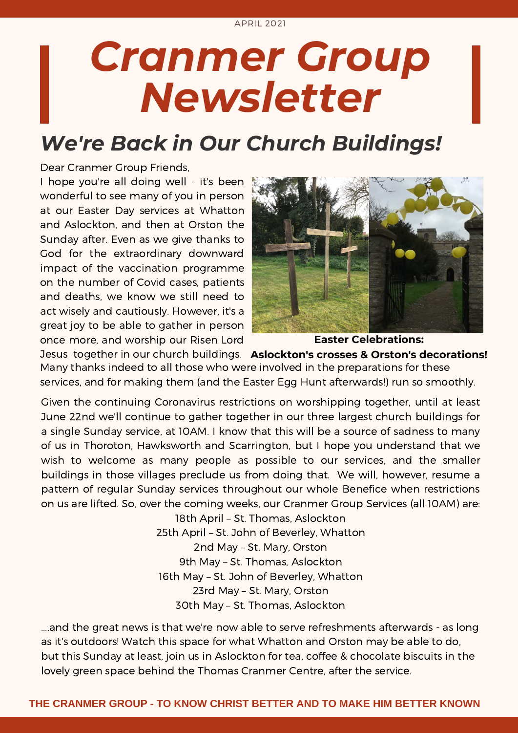APRIL 2021

# *Cranmer Group Newsletter*

## *We're Back in Our Church Buildings!*

Dear Cranmer Group Friends,

I hope you're all doing well - it's been wonderful to see many of you in person at our Easter Day services at Whatton and Aslockton, and then at Orston the Sunday after. Even as we give thanks to God for the extraordinary downward impact of the vaccination programme on the number of Covid cases, patients and deaths, we know we still need to act wisely and cautiously. However, it's a great joy to be able to gather in person once more, and worship our Risen Lord Jesus together in our church buildings. Many thanks indeed to all those who were involved in the preparations for these services, and for making them (and the Easter Egg Hunt afterwards!) run so smoothly.

**Easter Celebrations:**
**Aslockton's crosses & Orston's decorations!**

Given the continuing Coronavirus restrictions on worshipping together, until at least June 22nd we'll continue to gather together in our three largest church buildings for a single Sunday service, at 10AM. I know that this will be a source of sadness to many of us in Thoroton, Hawksworth and Scarrington, but I hope you understand that we wish to welcome as many people as possible to our services, and the smaller buildings in those villages preclude us from doing that. We will, however, resume a pattern of regular Sunday services throughout our whole Benefice when restrictions on us are lifted. So, over the coming weeks, our Cranmer Group Services (all 10AM) are:

18th April – St. Thomas, Aslockton
25th April – St. John of Beverley, Whatton
2nd May – St. Mary, Orston
9th May – St. Thomas, Aslockton
16th May – St. John of Beverley, Whatton
23rd May – St. Mary, Orston
30th May – St. Thomas, Aslockton

....and the great news is that we're now able to serve refreshments afterwards - as long as it's outdoors! Watch this space for what Whatton and Orston may be able to do, but this Sunday at least, join us in Aslockton for tea, coffee & chocolate biscuits in the lovely green space behind the Thomas Cranmer Centre, after the service.

**THE CRANMER GROUP - TO KNOW CHRIST BETTER AND TO MAKE HIM BETTER KNOWN**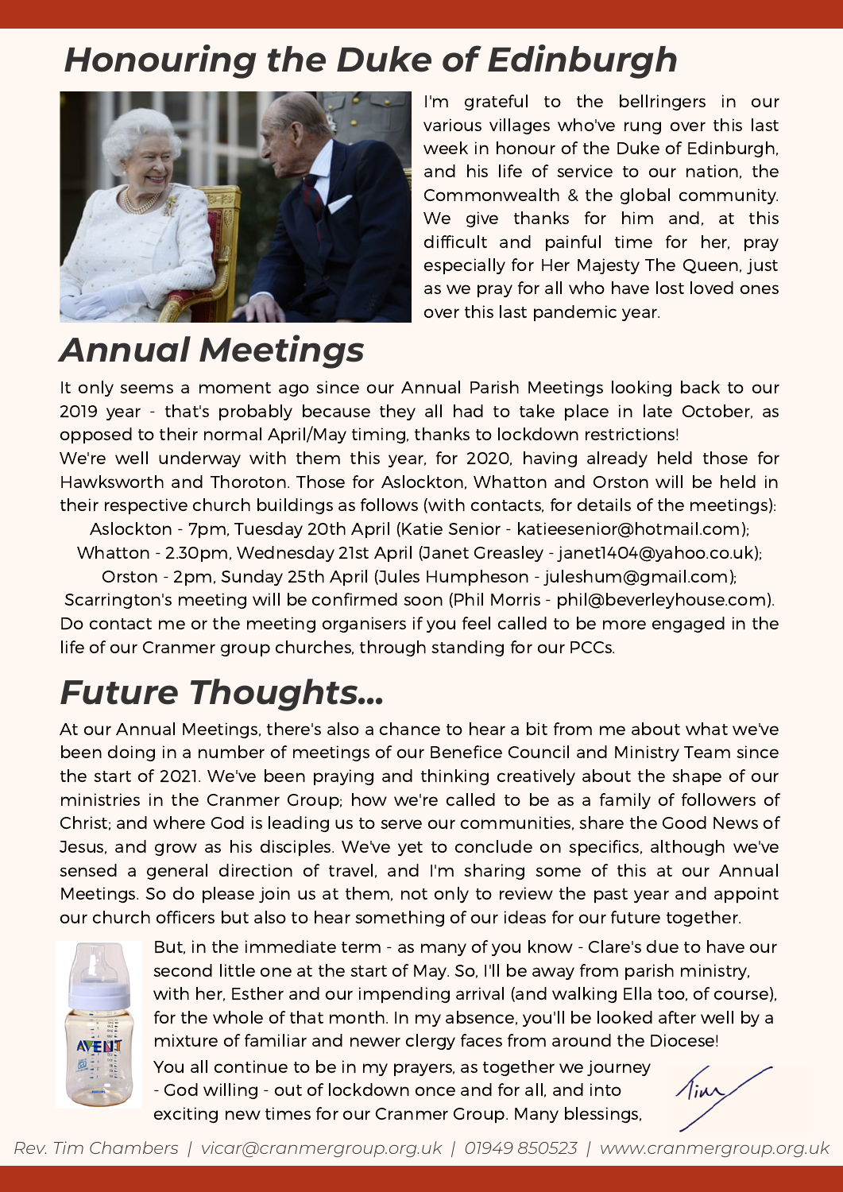# *Honouring the Duke of Edinburgh*

I'm grateful to the bellringers in our various villages who've rung over this last week in honour of the Duke of Edinburgh, and his life of service to our nation, the Commonwealth & the global community. We give thanks for him and, at this difficult and painful time for her, pray especially for Her Majesty The Queen, just as we pray for all who have lost loved ones over this last pandemic year.

# *Annual Meetings*

It only seems a moment ago since our Annual Parish Meetings looking back to our 2019 year - that's probably because they all had to take place in late October, as opposed to their normal April/May timing, thanks to lockdown restrictions!

We're well underway with them this year, for 2020, having already held those for Hawksworth and Thoroton. Those for Aslockton, Whatton and Orston will be held in their respective church buildings as follows (with contacts, for details of the meetings):

Aslockton - 7pm, Tuesday 20th April (Katie Senior - katieesenior@hotmail.com);

Whatton - 2.30pm, Wednesday 21st April (Janet Greasley - janet1404@yahoo.co.uk);

Orston - 2pm, Sunday 25th April (Jules Humpheson - juleshum@gmail.com);

Scarrington's meeting will be confirmed soon (Phil Morris - phil@beverleyhouse.com).

Do contact me or the meeting organisers if you feel called to be more engaged in the life of our Cranmer group churches, through standing for our PCCs.

# *Future Thoughts...*

At our Annual Meetings, there's also a chance to hear a bit from me about what we've been doing in a number of meetings of our Benefice Council and Ministry Team since the start of 2021. We've been praying and thinking creatively about the shape of our ministries in the Cranmer Group; how we're called to be as a family of followers of Christ; and where God is leading us to serve our communities, share the Good News of Jesus, and grow as his disciples. We've yet to conclude on specifics, although we've sensed a general direction of travel, and I'm sharing some of this at our Annual Meetings. So do please join us at them, not only to review the past year and appoint our church officers but also to hear something of our ideas for our future together.

But, in the immediate term - as many of you know - Clare's due to have our second little one at the start of May. So, I'll be away from parish ministry, with her, Esther and our impending arrival (and walking Ella too, of course), for the whole of that month. In my absence, you'll be looked after well by a mixture of familiar and newer clergy faces from around the Diocese!

You all continue to be in my prayers, as together we journey - God willing - out of lockdown once and for all, and into exciting new times for our Cranmer Group. Many blessings,

Tim

*Rev. Tim Chambers | vicar@cranmergroup.org.uk | 01949 850523 | www.cranmergroup.org.uk*